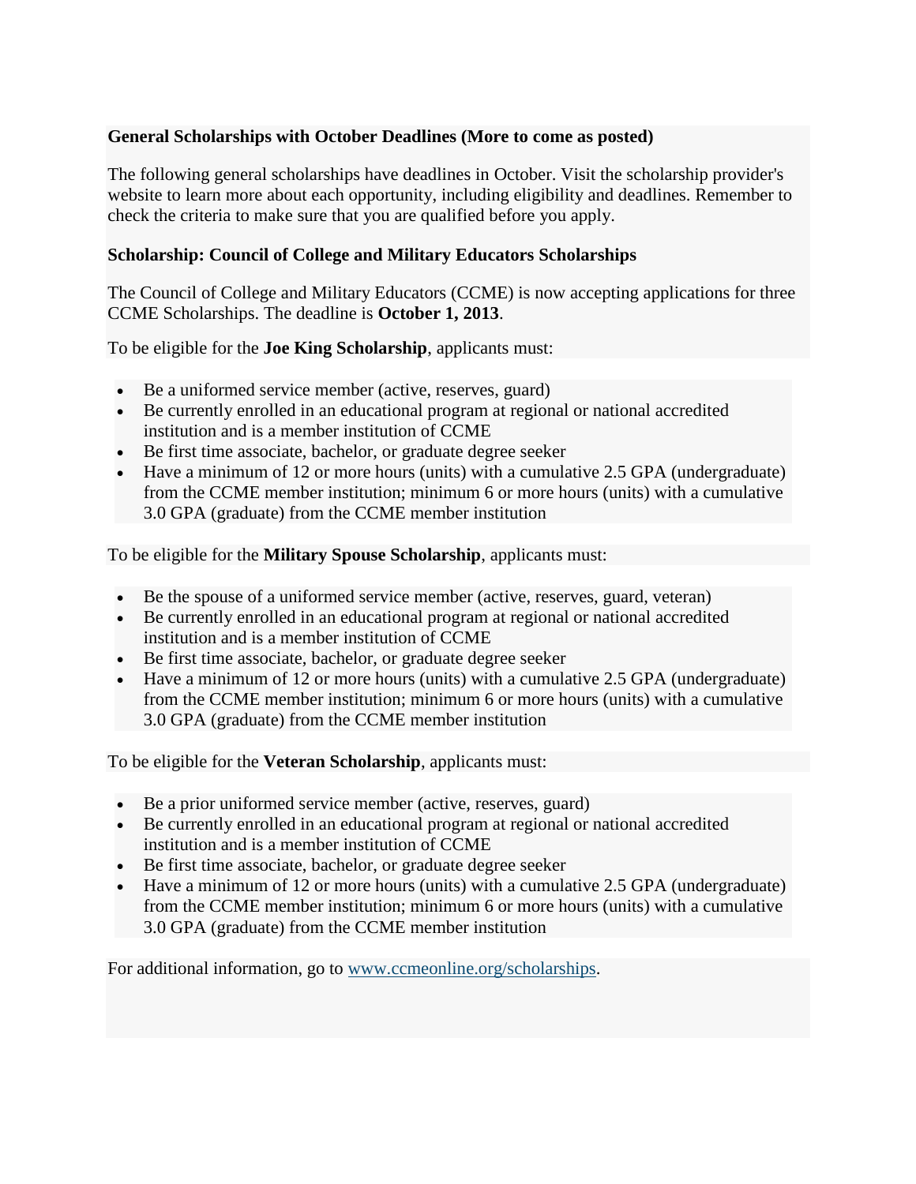**General Scholarships with October Deadlines (More to come as posted)**

The following general scholarships have deadlines in October. Visit the scholarship provider's website to learn more about each opportunity, including eligibility and deadlines. Remember to check the criteria to make sure that you are qualified before you apply.

**Scholarship: Council of College and Military Educators Scholarships**

The Council of College and Military Educators (CCME) is now accepting applications for three CCME Scholarships. The deadline is **October 1, 2013**.

To be eligible for the **Joe King Scholarship**, applicants must:

- Be a uniformed service member (active, reserves, guard)
- Be currently enrolled in an educational program at regional or national accredited institution and is a member institution of CCME
- Be first time associate, bachelor, or graduate degree seeker
- Have a minimum of 12 or more hours (units) with a cumulative 2.5 GPA (undergraduate) from the CCME member institution; minimum 6 or more hours (units) with a cumulative 3.0 GPA (graduate) from the CCME member institution

To be eligible for the **Military Spouse Scholarship**, applicants must:

- Be the spouse of a uniformed service member (active, reserves, guard, veteran)
- Be currently enrolled in an educational program at regional or national accredited institution and is a member institution of CCME
- Be first time associate, bachelor, or graduate degree seeker
- Have a minimum of 12 or more hours (units) with a cumulative 2.5 GPA (undergraduate) from the CCME member institution; minimum 6 or more hours (units) with a cumulative 3.0 GPA (graduate) from the CCME member institution

To be eligible for the **Veteran Scholarship**, applicants must:

- Be a prior uniformed service member (active, reserves, guard)
- Be currently enrolled in an educational program at regional or national accredited institution and is a member institution of CCME
- Be first time associate, bachelor, or graduate degree seeker
- Have a minimum of 12 or more hours (units) with a cumulative 2.5 GPA (undergraduate) from the CCME member institution; minimum 6 or more hours (units) with a cumulative 3.0 GPA (graduate) from the CCME member institution

For additional information, go to [www.ccmeonline.org/scholarships](http://www.ccmeonline.org/scholarships).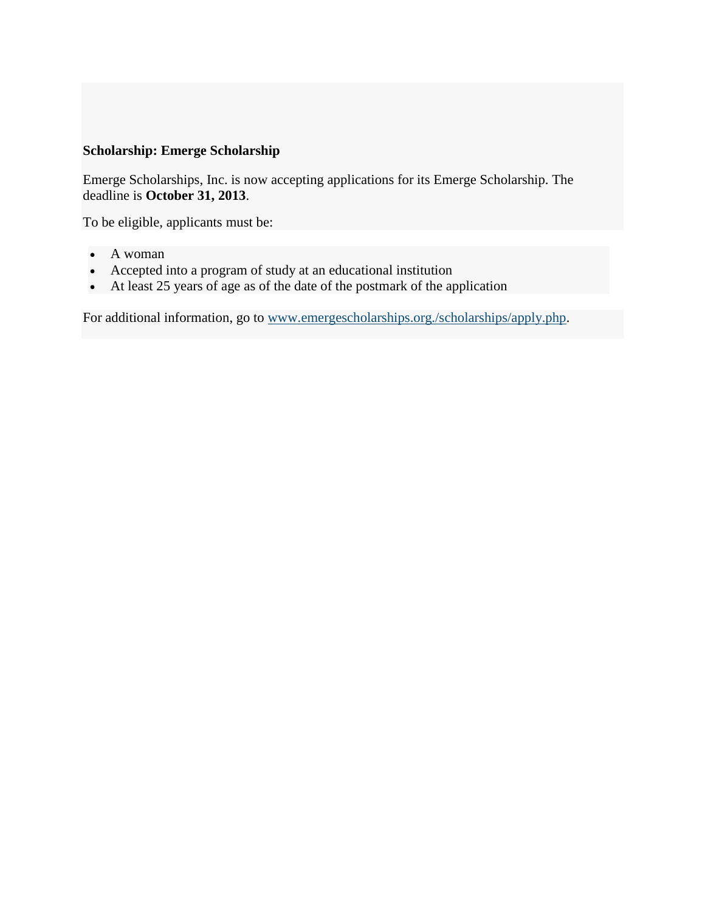**Scholarship: Emerge Scholarship**

Emerge Scholarships, Inc. is now accepting applications for its Emerge Scholarship. The deadline is **October 31, 2013**.

To be eligible, applicants must be:

- A woman
- Accepted into a program of study at an educational institution
- At least 25 years of age as of the date of the postmark of the application

For additional information, go to [www.emergescholarships.org./scholarships/apply.php](www.emergescholarships.org./scholarships/apply.php).